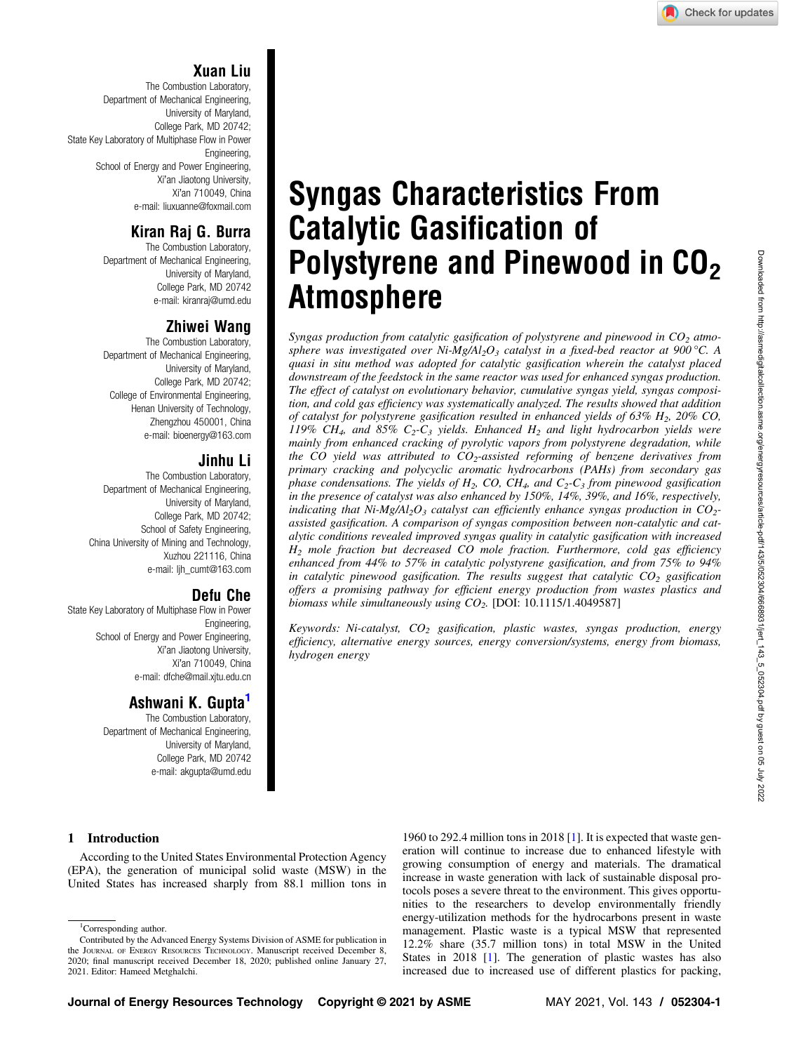# Syngas Characteristics From Catalytic Gasification of Polystyrene and Pinewood in $CO_2$ Atmosphere

**Xuan Liu**
The Combustion Laboratory,
Department of Mechanical Engineering,
University of Maryland,
College Park, MD 20742;
State Key Laboratory of Multiphase Flow in Power Engineering,
School of Energy and Power Engineering,
Xi'an Jiaotong University,
Xi'an 710049, China
e-mail: liuxuanne@foxmail.com

**Kiran Raj G. Burra**
The Combustion Laboratory,
Department of Mechanical Engineering,
University of Maryland,
College Park, MD 20742
e-mail: kiranraj@umd.edu

**Zhiwei Wang**
The Combustion Laboratory,
Department of Mechanical Engineering,
University of Maryland,
College Park, MD 20742;
College of Environmental Engineering,
Henan University of Technology,
Zhengzhou 450001, China
e-mail: bioenergy@163.com

**Jinhu Li**
The Combustion Laboratory,
Department of Mechanical Engineering,
University of Maryland,
College Park, MD 20742;
School of Safety Engineering,
China University of Mining and Technology,
Xuzhou 221116, China
e-mail: ljh_cumt@163.com

**Defu Che**
State Key Laboratory of Multiphase Flow in Power Engineering,
School of Energy and Power Engineering,
Xi'an Jiaotong University,
Xi'an 710049, China
e-mail: dfche@mail.xjtu.edu.cn

**Ashwani K. Gupta**[1]
The Combustion Laboratory,
Department of Mechanical Engineering,
University of Maryland,
College Park, MD 20742
e-mail: akgupta@umd.edu

*Syngas production from catalytic gasification of polystyrene and pinewood in $CO_2$ atmosphere was investigated over Ni-Mg/$Al_2O_3$ catalyst in a fixed-bed reactor at 900 °C. A quasi in situ method was adopted for catalytic gasification wherein the catalyst placed downstream of the feedstock in the same reactor was used for enhanced syngas production. The effect of catalyst on evolutionary behavior, cumulative syngas yield, syngas composition, and cold gas efficiency was systematically analyzed. The results showed that addition of catalyst for polystyrene gasification resulted in enhanced yields of 63% $H_2$, 20% CO, 119% $CH_4$, and 85% $C_2$-$C_3$ yields. Enhanced $H_2$ and light hydrocarbon yields were mainly from enhanced cracking of pyrolytic vapors from polystyrene degradation, while the CO yield was attributed to $CO_2$-assisted reforming of benzene derivatives from primary cracking and polycyclic aromatic hydrocarbons (PAHs) from secondary gas phase condensations. The yields of $H_2$, CO, $CH_4$, and $C_2$-$C_3$ from pinewood gasification in the presence of catalyst was also enhanced by 150%, 14%, 39%, and 16%, respectively, indicating that Ni-Mg/$Al_2O_3$ catalyst can efficiently enhance syngas production in $CO_2$-assisted gasification. A comparison of syngas composition between non-catalytic and catalytic conditions revealed improved syngas quality in catalytic gasification with increased $H_2$ mole fraction but decreased CO mole fraction. Furthermore, cold gas efficiency enhanced from 44% to 57% in catalytic polystyrene gasification, and from 75% to 94% in catalytic pinewood gasification. The results suggest that catalytic $CO_2$ gasification offers a promising pathway for efficient energy production from wastes plastics and biomass while simultaneously using $CO_2$.* [DOI: 10.1115/1.4049587]

*Keywords: Ni-catalyst, $CO_2$ gasification, plastic wastes, syngas production, energy efficiency, alternative energy sources, energy conversion/systems, energy from biomass, hydrogen energy*

## 1 Introduction

According to the United States Environmental Protection Agency (EPA), the generation of municipal solid waste (MSW) in the United States has increased sharply from 88.1 million tons in 1960 to 292.4 million tons in 2018 [1]. It is expected that waste generation will continue to increase due to enhanced lifestyle with growing consumption of energy and materials. The dramatical increase in waste generation with lack of sustainable disposal protocols poses a severe threat to the environment. This gives opportunities to the researchers to develop environmentally friendly energy-utilization methods for the hydrocarbons present in waste management. Plastic waste is a typical MSW that represented 12.2% share (35.7 million tons) in total MSW in the United States in 2018 [1]. The generation of plastic wastes has also increased due to increased use of different plastics for packing,

[1]Corresponding author.
Contributed by the Advanced Energy Systems Division of ASME for publication in the Journal of Energy Resources Technology. Manuscript received December 8, 2020; final manuscript received December 18, 2020; published online January 27, 2021. Editor: Hameed Metghalchi.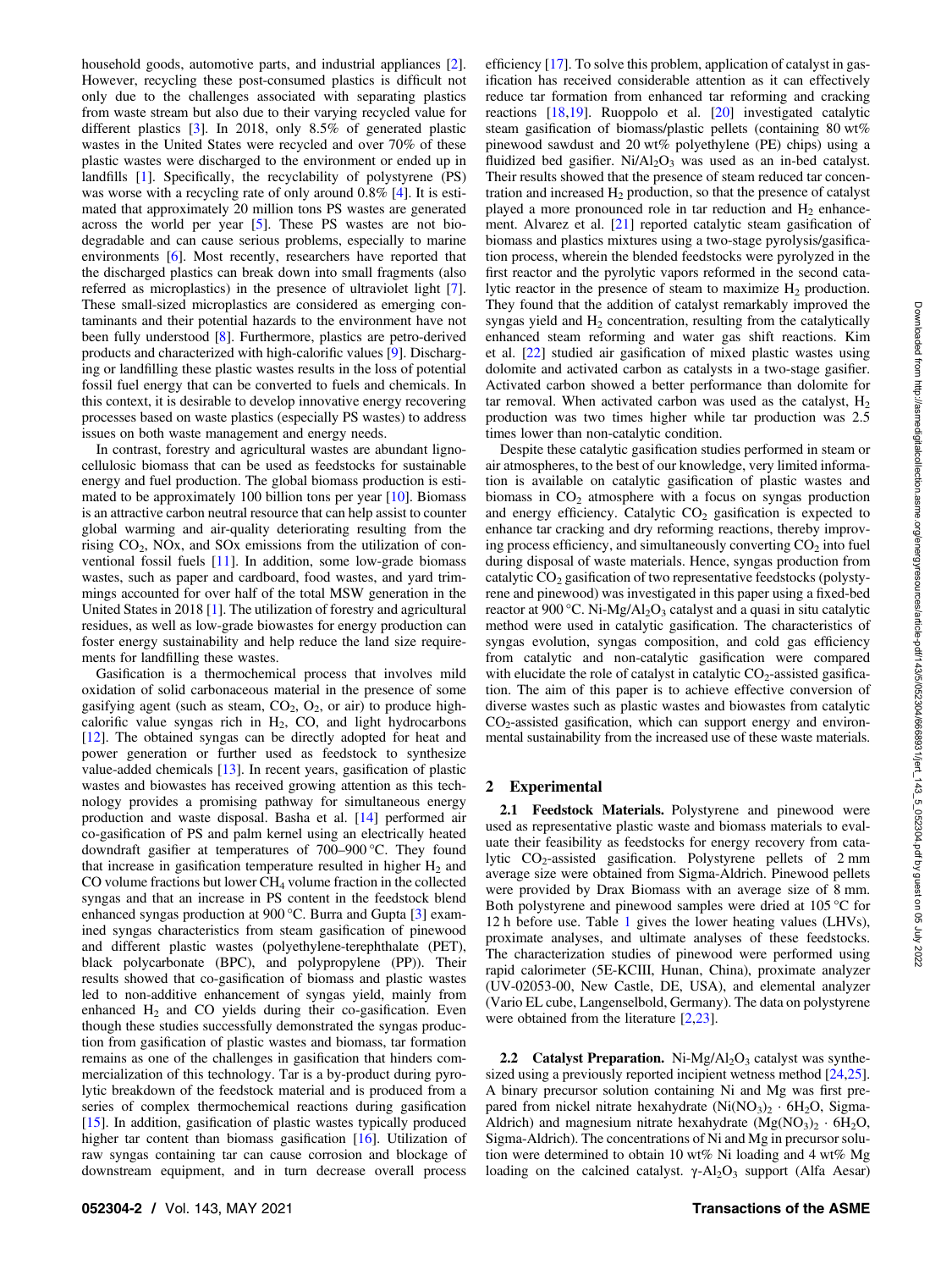household goods, automotive parts, and industrial appliances [2]. However, recycling these post-consumed plastics is difficult not only due to the challenges associated with separating plastics from waste stream but also due to their varying recycled value for different plastics [3]. In 2018, only 8.5% of generated plastic wastes in the United States were recycled and over 70% of these plastic wastes were discharged to the environment or ended up in landfills [1]. Specifically, the recyclability of polystyrene (PS) was worse with a recycling rate of only around 0.8% [4]. It is estimated that approximately 20 million tons PS wastes are generated across the world per year [5]. These PS wastes are not biodegradable and can cause serious problems, especially to marine environments [6]. Most recently, researchers have reported that the discharged plastics can break down into small fragments (also referred as microplastics) in the presence of ultraviolet light [7]. These small-sized microplastics are considered as emerging contaminants and their potential hazards to the environment have not been fully understood [8]. Furthermore, plastics are petro-derived products and characterized with high-calorific values [9]. Discharging or landfilling these plastic wastes results in the loss of potential fossil fuel energy that can be converted to fuels and chemicals. In this context, it is desirable to develop innovative energy recovering processes based on waste plastics (especially PS wastes) to address issues on both waste management and energy needs.

In contrast, forestry and agricultural wastes are abundant lignocellulosic biomass that can be used as feedstocks for sustainable energy and fuel production. The global biomass production is estimated to be approximately 100 billion tons per year [10]. Biomass is an attractive carbon neutral resource that can help assist to counter global warming and air-quality deteriorating resulting from the rising $CO_2$, NOx, and SOx emissions from the utilization of conventional fossil fuels [11]. In addition, some low-grade biomass wastes, such as paper and cardboard, food wastes, and yard trimmings accounted for over half of the total MSW generation in the United States in 2018 [1]. The utilization of forestry and agricultural residues, as well as low-grade biowastes for energy production can foster energy sustainability and help reduce the land size requirements for landfilling these wastes.

Gasification is a thermochemical process that involves mild oxidation of solid carbonaceous material in the presence of some gasifying agent (such as steam, $CO_2$, $O_2$, or air) to produce high-calorific value syngas rich in $H_2$, CO, and light hydrocarbons [12]. The obtained syngas can be directly adopted for heat and power generation or further used as feedstock to synthesize value-added chemicals [13]. In recent years, gasification of plastic wastes and biowastes has received growing attention as this technology provides a promising pathway for simultaneous energy production and waste disposal. Basha et al. [14] performed air co-gasification of PS and palm kernel using an electrically heated downdraft gasifier at temperatures of 700–900 °C. They found that increase in gasification temperature resulted in higher $H_2$ and CO volume fractions but lower $CH_4$ volume fraction in the collected syngas and that an increase in PS content in the feedstock blend enhanced syngas production at 900 °C. Burra and Gupta [3] examined syngas characteristics from steam gasification of pinewood and different plastic wastes (polyethylene-terephthalate (PET), black polycarbonate (BPC), and polypropylene (PP)). Their results showed that co-gasification of biomass and plastic wastes led to non-additive enhancement of syngas yield, mainly from enhanced $H_2$ and CO yields during their co-gasification. Even though these studies successfully demonstrated the syngas production from gasification of plastic wastes and biomass, tar formation remains as one of the challenges in gasification that hinders commercialization of this technology. Tar is a by-product during pyrolytic breakdown of the feedstock material and is produced from a series of complex thermochemical reactions during gasification [15]. In addition, gasification of plastic wastes typically produced higher tar content than biomass gasification [16]. Utilization of raw syngas containing tar can cause corrosion and blockage of downstream equipment, and in turn decrease overall process efficiency [17]. To solve this problem, application of catalyst in gasification has received considerable attention as it can effectively reduce tar formation from enhanced tar reforming and cracking reactions [18,19]. Ruoppolo et al. [20] investigated catalytic steam gasification of biomass/plastic pellets (containing 80 wt% pinewood sawdust and 20 wt% polyethylene (PE) chips) using a fluidized bed gasifier. $Ni/Al_2O_3$ was used as an in-bed catalyst. Their results showed that the presence of steam reduced tar concentration and increased $H_2$ production, so that the presence of catalyst played a more pronounced role in tar reduction and $H_2$ enhancement. Alvarez et al. [21] reported catalytic steam gasification of biomass and plastics mixtures using a two-stage pyrolysis/gasification process, wherein the blended feedstocks were pyrolyzed in the first reactor and the pyrolytic vapors reformed in the second catalytic reactor in the presence of steam to maximize $H_2$ production. They found that the addition of catalyst remarkably improved the syngas yield and $H_2$ concentration, resulting from the catalytically enhanced steam reforming and water gas shift reactions. Kim et al. [22] studied air gasification of mixed plastic wastes using dolomite and activated carbon as catalysts in a two-stage gasifier. Activated carbon showed a better performance than dolomite for tar removal. When activated carbon was used as the catalyst, $H_2$ production was two times higher while tar production was 2.5 times lower than non-catalytic condition.

Despite these catalytic gasification studies performed in steam or air atmospheres, to the best of our knowledge, very limited information is available on catalytic gasification of plastic wastes and biomass in $CO_2$ atmosphere with a focus on syngas production and energy efficiency. Catalytic $CO_2$ gasification is expected to enhance tar cracking and dry reforming reactions, thereby improving process efficiency, and simultaneously converting $CO_2$ into fuel during disposal of waste materials. Hence, syngas production from catalytic $CO_2$ gasification of two representative feedstocks (polystyrene and pinewood) was investigated in this paper using a fixed-bed reactor at 900 °C. $Ni-Mg/Al_2O_3$ catalyst and a quasi in situ catalytic method were used in catalytic gasification. The characteristics of syngas evolution, syngas composition, and cold gas efficiency from catalytic and non-catalytic gasification were compared with elucidate the role of catalyst in catalytic $CO_2$-assisted gasification. The aim of this paper is to achieve effective conversion of diverse wastes such as plastic wastes and biowastes from catalytic $CO_2$-assisted gasification, which can support energy and environmental sustainability from the increased use of these waste materials.

## 2 Experimental

**2.1 Feedstock Materials.** Polystyrene and pinewood were used as representative plastic waste and biomass materials to evaluate their feasibility as feedstocks for energy recovery from catalytic $CO_2$-assisted gasification. Polystyrene pellets of 2 mm average size were obtained from Sigma-Aldrich. Pinewood pellets were provided by Drax Biomass with an average size of 8 mm. Both polystyrene and pinewood samples were dried at 105 °C for 12 h before use. Table 1 gives the lower heating values (LHVs), proximate analyses, and ultimate analyses of these feedstocks. The characterization studies of pinewood were performed using rapid calorimeter (5E-KCIII, Hunan, China), proximate analyzer (UV-02053-00, New Castle, DE, USA), and elemental analyzer (Vario EL cube, Langenselbold, Germany). The data on polystyrene were obtained from the literature [2,23].

**2.2 Catalyst Preparation.** $Ni-Mg/Al_2O_3$ catalyst was synthesized using a previously reported incipient wetness method [24,25]. A binary precursor solution containing Ni and Mg was first prepared from nickel nitrate hexahydrate ($Ni(NO_3)_2 \cdot 6H_2O$, Sigma-Aldrich) and magnesium nitrate hexahydrate ($Mg(NO_3)_2 \cdot 6H_2O$, Sigma-Aldrich). The concentrations of Ni and Mg in precursor solution were determined to obtain 10 wt% Ni loading and 4 wt% Mg loading on the calcined catalyst. $\gamma$-$Al_2O_3$ support (Alfa Aesar)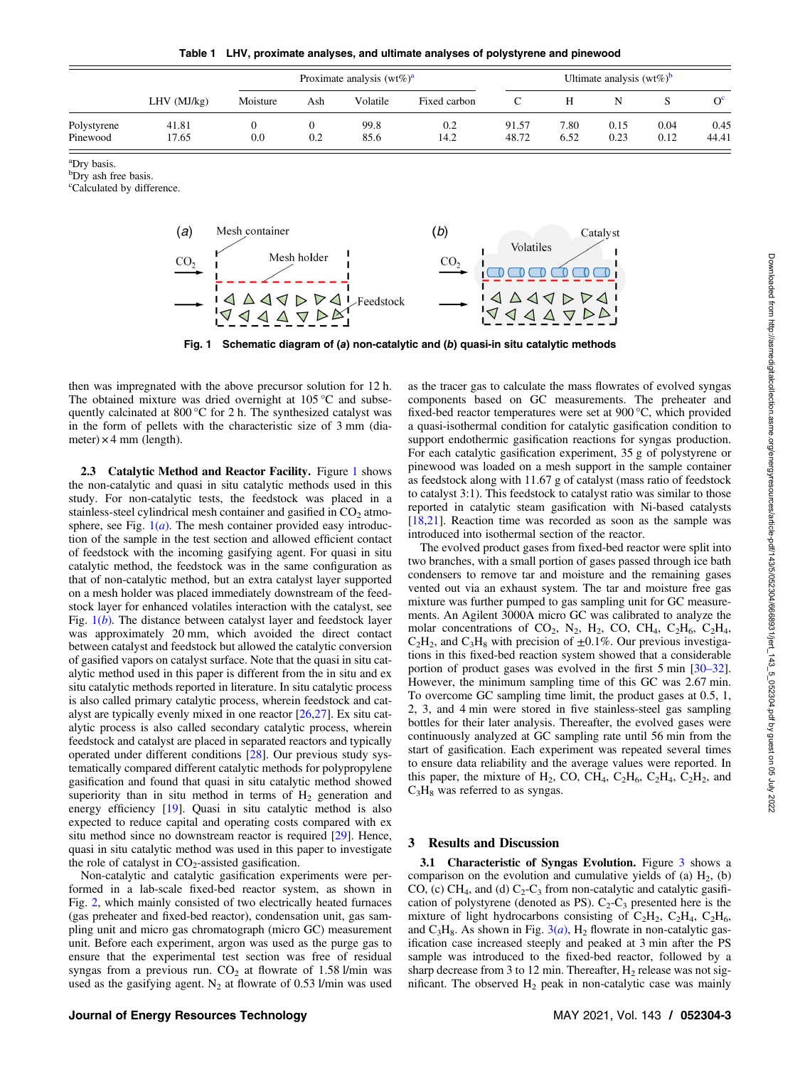**Table 1 LHV, proximate analyses, and ultimate analyses of polystyrene and pinewood**

| | LHV (MJ/kg) | Proximate analysis (wt%)[a] | | | | Ultimate analysis (wt%)[b] | | | | |
|---|---|---|---|---|---|---|---|---|---|---|
| | | Moisture | Ash | Volatile | Fixed carbon | C | H | N | S | O[c] |
| Polystyrene | 41.81 | 0 | 0 | 99.8 | 0.2 | 91.57 | 7.80 | 0.15 | 0.04 | 0.45 |
| Pinewood | 17.65 | 0.0 | 0.2 | 85.6 | 14.2 | 48.72 | 6.52 | 0.23 | 0.12 | 44.41 |

[a]Dry basis.
[b]Dry ash free basis.
[c]Calculated by difference.

Fig. 1 Schematic diagram of (a) non-catalytic and (b) quasi-in situ catalytic methods

then was impregnated with the above precursor solution for 12 h. The obtained mixture was dried overnight at 105 °C and subsequently calcinated at 800 °C for 2 h. The synthesized catalyst was in the form of pellets with the characteristic size of 3 mm (diameter) × 4 mm (length).

**2.3 Catalytic Method and Reactor Facility.** Figure 1 shows the non-catalytic and quasi in situ catalytic methods used in this study. For non-catalytic tests, the feedstock was placed in a stainless-steel cylindrical mesh container and gasified in $CO_2$ atmosphere, see Fig. 1(*a*). The mesh container provided easy introduction of the sample in the test section and allowed efficient contact of feedstock with the incoming gasifying agent. For quasi in situ catalytic method, the feedstock was in the same configuration as that of non-catalytic method, but an extra catalyst layer supported on a mesh holder was placed immediately downstream of the feedstock layer for enhanced volatiles interaction with the catalyst, see Fig. 1(*b*). The distance between catalyst layer and feedstock layer was approximately 20 mm, which avoided the direct contact between catalyst and feedstock but allowed the catalytic conversion of gasified vapors on catalyst surface. Note that the quasi in situ catalytic method used in this paper is different from the in situ and ex situ catalytic methods reported in literature. In situ catalytic process is also called primary catalytic process, wherein feedstock and catalyst are typically evenly mixed in one reactor [26,27]. Ex situ catalytic process is also called secondary catalytic process, wherein feedstock and catalyst are placed in separated reactors and typically operated under different conditions [28]. Our previous study systematically compared different catalytic methods for polypropylene gasification and found that quasi in situ catalytic method showed superiority than in situ method in terms of $H_2$ generation and energy efficiency [19]. Quasi in situ catalytic method is also expected to reduce capital and operating costs compared with ex situ method since no downstream reactor is required [29]. Hence, quasi in situ catalytic method was used in this paper to investigate the role of catalyst in $CO_2$-assisted gasification.

Non-catalytic and catalytic gasification experiments were performed in a lab-scale fixed-bed reactor system, as shown in Fig. 2, which mainly consisted of two electrically heated furnaces (gas preheater and fixed-bed reactor), condensation unit, gas sampling unit and micro gas chromatograph (micro GC) measurement unit. Before each experiment, argon was used as the purge gas to ensure that the experimental test section was free of residual syngas from a previous run. $CO_2$ at flowrate of 1.58 l/min was used as the gasifying agent. $N_2$ at flowrate of 0.53 l/min was used as the tracer gas to calculate the mass flowrates of evolved syngas components based on GC measurements. The preheater and fixed-bed reactor temperatures were set at 900 °C, which provided a quasi-isothermal condition for catalytic gasification condition to support endothermic gasification reactions for syngas production. For each catalytic gasification experiment, 35 g of polystyrene or pinewood was loaded on a mesh support in the sample container as feedstock along with 11.67 g of catalyst (mass ratio of feedstock to catalyst 3:1). This feedstock to catalyst ratio was similar to those reported in catalytic steam gasification with Ni-based catalysts [18,21]. Reaction time was recorded as soon as the sample was introduced into isothermal section of the reactor.

The evolved product gases from fixed-bed reactor were split into two branches, with a small portion of gases passed through ice bath condensers to remove tar and moisture and the remaining gases vented out via an exhaust system. The tar and moisture free gas mixture was further pumped to gas sampling unit for GC measurements. An Agilent 3000A micro GC was calibrated to analyze the molar concentrations of $CO_2$, $N_2$, $H_2$, CO, $CH_4$, $C_2H_6$, $C_2H_4$, $C_2H_2$, and $C_3H_8$ with precision of ±0.1%. Our previous investigations in this fixed-bed reaction system showed that a considerable portion of product gases was evolved in the first 5 min [30–32]. However, the minimum sampling time of this GC was 2.67 min. To overcome GC sampling time limit, the product gases at 0.5, 1, 2, 3, and 4 min were stored in five stainless-steel gas sampling bottles for their later analysis. Thereafter, the evolved gases were continuously analyzed at GC sampling rate until 56 min from the start of gasification. Each experiment was repeated several times to ensure data reliability and the average values were reported. In this paper, the mixture of $H_2$, CO, $CH_4$, $C_2H_6$, $C_2H_4$, $C_2H_2$, and $C_3H_8$ was referred to as syngas.

## 3 Results and Discussion

**3.1 Characteristic of Syngas Evolution.** Figure 3 shows a comparison on the evolution and cumulative yields of (a) $H_2$, (b) CO, (c) $CH_4$, and (d) $C_2$-$C_3$ from non-catalytic and catalytic gasification of polystyrene (denoted as PS). $C_2$-$C_3$ presented here is the mixture of light hydrocarbons consisting of $C_2H_2$, $C_2H_4$, $C_2H_6$, and $C_3H_8$. As shown in Fig. 3(*a*), $H_2$ flowrate in non-catalytic gasification case increased steeply and peaked at 3 min after the PS sample was introduced to the fixed-bed reactor, followed by a sharp decrease from 3 to 12 min. Thereafter, $H_2$ release was not significant. The observed $H_2$ peak in non-catalytic case was mainly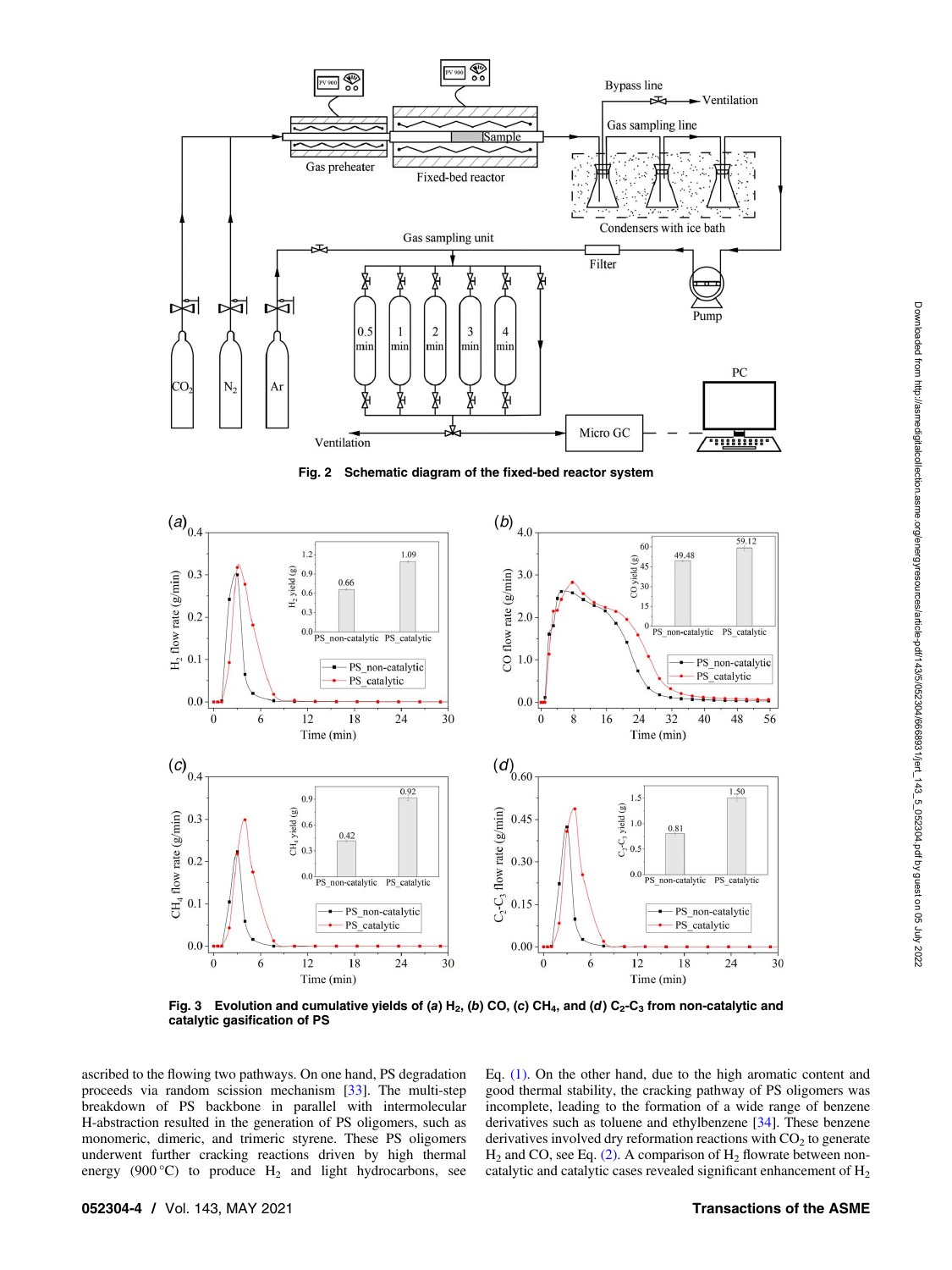Fig. 2 Schematic diagram of the fixed-bed reactor system

Fig. 3 Evolution and cumulative yields of (*a*) $H_2$, (*b*) CO, (*c*) $CH_4$, and (*d*) $C_2$-$C_3$ from non-catalytic and catalytic gasification of PS

ascribed to the flowing two pathways. On one hand, PS degradation proceeds via random scission mechanism [33]. The multi-step breakdown of PS backbone in parallel with intermolecular H-abstraction resulted in the generation of PS oligomers, such as monomeric, dimeric, and trimeric styrene. These PS oligomers underwent further cracking reactions driven by high thermal energy (900 °C) to produce $H_2$ and light hydrocarbons, see Eq. (1). On the other hand, due to the high aromatic content and good thermal stability, the cracking pathway of PS oligomers was incomplete, leading to the formation of a wide range of benzene derivatives such as toluene and ethylbenzene [34]. These benzene derivatives involved dry reformation reactions with $CO_2$ to generate $H_2$ and CO, see Eq. (2). A comparison of $H_2$ flowrate between non-catalytic and catalytic cases revealed significant enhancement of $H_2$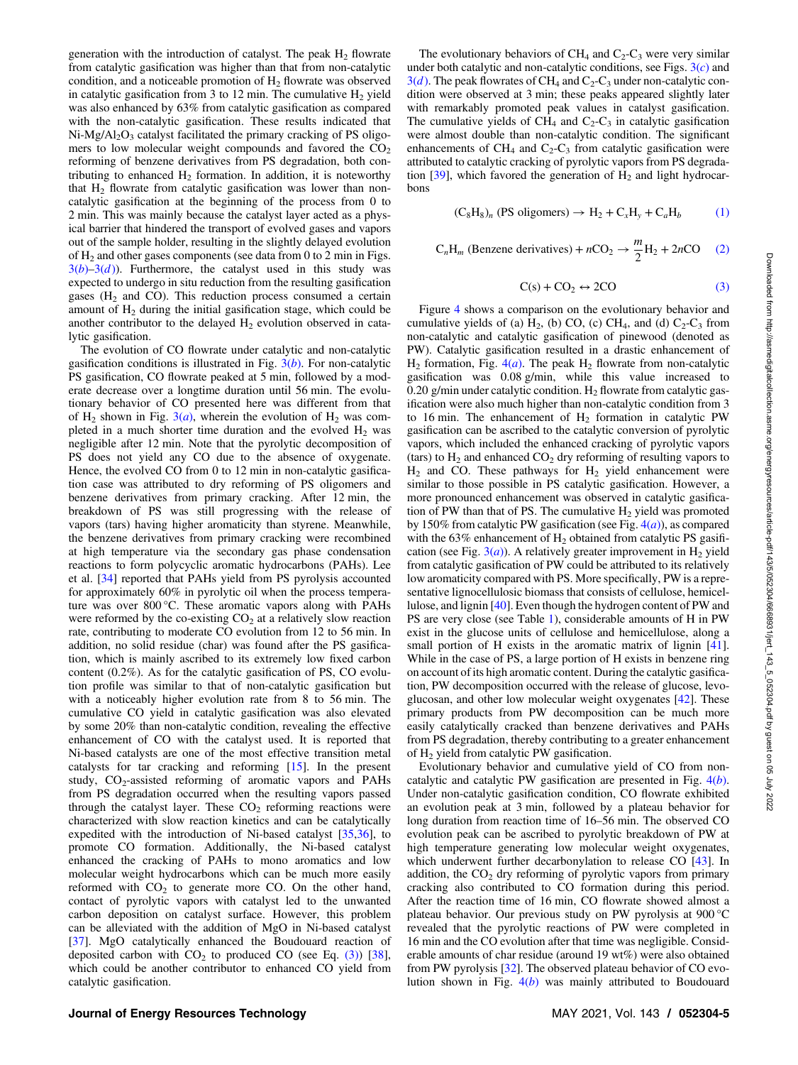generation with the introduction of catalyst. The peak $H_2$ flowrate from catalytic gasification was higher than that from non-catalytic condition, and a noticeable promotion of $H_2$ flowrate was observed in catalytic gasification from 3 to 12 min. The cumulative $H_2$ yield was also enhanced by 63% from catalytic gasification as compared with the non-catalytic gasification. These results indicated that Ni-Mg/$Al_2O_3$ catalyst facilitated the primary cracking of PS oligomers to low molecular weight compounds and favored the $CO_2$ reforming of benzene derivatives from PS degradation, both contributing to enhanced $H_2$ formation. In addition, it is noteworthy that $H_2$ flowrate from catalytic gasification was lower than non-catalytic gasification at the beginning of the process from 0 to 2 min. This was mainly because the catalyst layer acted as a physical barrier that hindered the transport of evolved gases and vapors out of the sample holder, resulting in the slightly delayed evolution of $H_2$ and other gases components (see data from 0 to 2 min in Figs. 3(*b*)–3(*d*)). Furthermore, the catalyst used in this study was expected to undergo in situ reduction from the resulting gasification gases ($H_2$ and CO). This reduction process consumed a certain amount of $H_2$ during the initial gasification stage, which could be another contributor to the delayed $H_2$ evolution observed in catalytic gasification.

The evolution of CO flowrate under catalytic and non-catalytic gasification conditions is illustrated in Fig. 3(*b*). For non-catalytic PS gasification, CO flowrate peaked at 5 min, followed by a moderate decrease over a longtime duration until 56 min. The evolutionary behavior of CO presented here was different from that of $H_2$ shown in Fig. 3(*a*), wherein the evolution of $H_2$ was completed in a much shorter time duration and the evolved $H_2$ was negligible after 12 min. Note that the pyrolytic decomposition of PS does not yield any CO due to the absence of oxygenate. Hence, the evolved CO from 0 to 12 min in non-catalytic gasification case was attributed to dry reforming of PS oligomers and benzene derivatives from primary cracking. After 12 min, the breakdown of PS was still progressing with the release of vapors (tars) having higher aromaticity than styrene. Meanwhile, the benzene derivatives from primary cracking were recombined at high temperature via the secondary gas phase condensation reactions to form polycyclic aromatic hydrocarbons (PAHs). Lee et al. [34] reported that PAHs yield from PS pyrolysis accounted for approximately 60% in pyrolytic oil when the process temperature was over 800 °C. These aromatic vapors along with PAHs were reformed by the co-existing $CO_2$ at a relatively slow reaction rate, contributing to moderate CO evolution from 12 to 56 min. In addition, no solid residue (char) was found after the PS gasification, which is mainly ascribed to its extremely low fixed carbon content (0.2%). As for the catalytic gasification of PS, CO evolution profile was similar to that of non-catalytic gasification but with a noticeably higher evolution rate from 8 to 56 min. The cumulative CO yield in catalytic gasification was also elevated by some 20% than non-catalytic condition, revealing the effective enhancement of CO with the catalyst used. It is reported that Ni-based catalysts are one of the most effective transition metal catalysts for tar cracking and reforming [15]. In the present study, $CO_2$-assisted reforming of aromatic vapors and PAHs from PS degradation occurred when the resulting vapors passed through the catalyst layer. These $CO_2$ reforming reactions were characterized with slow reaction kinetics and can be catalytically expedited with the introduction of Ni-based catalyst [35,36], to promote CO formation. Additionally, the Ni-based catalyst enhanced the cracking of PAHs to mono aromatics and low molecular weight hydrocarbons which can be much more easily reformed with $CO_2$ to generate more CO. On the other hand, contact of pyrolytic vapors with catalyst led to the unwanted carbon deposition on catalyst surface. However, this problem can be alleviated with the addition of MgO in Ni-based catalyst [37]. MgO catalytically enhanced the Boudouard reaction of deposited carbon with $CO_2$ to produced CO (see Eq. (3)) [38], which could be another contributor to enhanced CO yield from catalytic gasification.

The evolutionary behaviors of $CH_4$ and $C_2$-$C_3$ were very similar under both catalytic and non-catalytic conditions, see Figs. 3(*c*) and 3(*d*). The peak flowrates of $CH_4$ and $C_2$-$C_3$ under non-catalytic condition were observed at 3 min; these peaks appeared slightly later with remarkably promoted peak values in catalyst gasification. The cumulative yields of $CH_4$ and $C_2$-$C_3$ in catalytic gasification were almost double than non-catalytic condition. The significant enhancements of $CH_4$ and $C_2$-$C_3$ from catalytic gasification were attributed to catalytic cracking of pyrolytic vapors from PS degradation [39], which favored the generation of $H_2$ and light hydrocarbons

$$(C_8H_8)_n \text{ (PS oligomers)} \rightarrow H_2 + C_xH_y + C_aH_b \tag{1}$$

$$C_nH_m \text{ (Benzene derivatives)} + nCO_2 \rightarrow \frac{m}{2}H_2 + 2nCO \tag{2}$$

$$C(s) + CO_2 \leftrightarrow 2CO \tag{3}$$

Figure 4 shows a comparison on the evolutionary behavior and cumulative yields of (a) $H_2$, (b) CO, (c) $CH_4$, and (d) $C_2$-$C_3$ from non-catalytic and catalytic gasification of pinewood (denoted as PW). Catalytic gasification resulted in a drastic enhancement of $H_2$ formation, Fig. 4(*a*). The peak $H_2$ flowrate from non-catalytic gasification was 0.08 g/min, while this value increased to 0.20 g/min under catalytic condition. $H_2$ flowrate from catalytic gasification were also much higher than non-catalytic condition from 3 to 16 min. The enhancement of $H_2$ formation in catalytic PW gasification can be ascribed to the catalytic conversion of pyrolytic vapors, which included the enhanced cracking of pyrolytic vapors (tars) to $H_2$ and enhanced $CO_2$ dry reforming of resulting vapors to $H_2$ and CO. These pathways for $H_2$ yield enhancement were similar to those possible in PS catalytic gasification. However, a more pronounced enhancement was observed in catalytic gasification of PW than that of PS. The cumulative $H_2$ yield was promoted by 150% from catalytic PW gasification (see Fig. 4(*a*)), as compared with the 63% enhancement of $H_2$ obtained from catalytic PS gasification (see Fig. 3(*a*)). A relatively greater improvement in $H_2$ yield from catalytic gasification of PW could be attributed to its relatively low aromaticity compared with PS. More specifically, PW is a representative lignocellulosic biomass that consists of cellulose, hemicellulose, and lignin [40]. Even though the hydrogen content of PW and PS are very close (see Table 1), considerable amounts of H in PW exist in the glucose units of cellulose and hemicellulose, along a small portion of H exists in the aromatic matrix of lignin [41]. While in the case of PS, a large portion of H exists in benzene ring on account of its high aromatic content. During the catalytic gasification, PW decomposition occurred with the release of glucose, levoglucosan, and other low molecular weight oxygenates [42]. These primary products from PW decomposition can be much more easily catalytically cracked than benzene derivatives and PAHs from PS degradation, thereby contributing to a greater enhancement of $H_2$ yield from catalytic PW gasification.

Evolutionary behavior and cumulative yield of CO from non-catalytic and catalytic PW gasification are presented in Fig. 4(*b*). Under non-catalytic gasification condition, CO flowrate exhibited an evolution peak at 3 min, followed by a plateau behavior for long duration from reaction time of 16–56 min. The observed CO evolution peak can be ascribed to pyrolytic breakdown of PW at high temperature generating low molecular weight oxygenates, which underwent further decarbonylation to release CO [43]. In addition, the $CO_2$ dry reforming of pyrolytic vapors from primary cracking also contributed to CO formation during this period. After the reaction time of 16 min, CO flowrate showed almost a plateau behavior. Our previous study on PW pyrolysis at 900 °C revealed that the pyrolytic reactions of PW were completed in 16 min and the CO evolution after that time was negligible. Considerable amounts of char residue (around 19 wt%) were also obtained from PW pyrolysis [32]. The observed plateau behavior of CO evolution shown in Fig. 4(*b*) was mainly attributed to Boudouard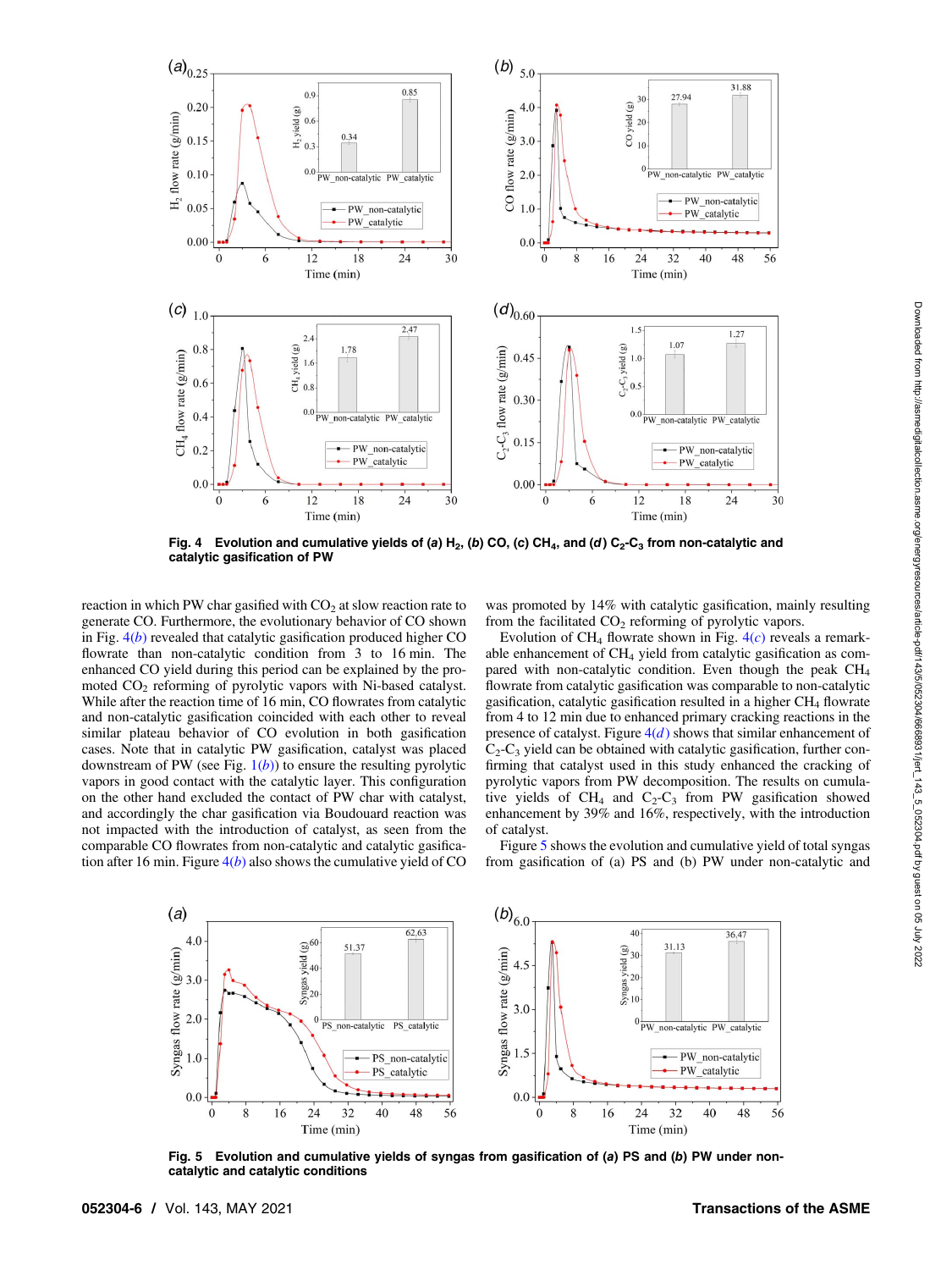Fig. 4 Evolution and cumulative yields of (a) $H_2$, (b) CO, (c) $CH_4$, and (d) $C_2$-$C_3$ from non-catalytic and catalytic gasification of PW

reaction in which PW char gasified with $CO_2$ at slow reaction rate to generate CO. Furthermore, the evolutionary behavior of CO shown in Fig. 4(b) revealed that catalytic gasification produced higher CO flowrate than non-catalytic condition from 3 to 16 min. The enhanced CO yield during this period can be explained by the promoted $CO_2$ reforming of pyrolytic vapors with Ni-based catalyst. While after the reaction time of 16 min, CO flowrates from catalytic and non-catalytic gasification coincided with each other to reveal similar plateau behavior of CO evolution in both gasification cases. Note that in catalytic PW gasification, catalyst was placed downstream of PW (see Fig. 1(b)) to ensure the resulting pyrolytic vapors in good contact with the catalytic layer. This configuration on the other hand excluded the contact of PW char with catalyst, and accordingly the char gasification via Boudouard reaction was not impacted with the introduction of catalyst, as seen from the comparable CO flowrates from non-catalytic and catalytic gasification after 16 min. Figure 4(b) also shows the cumulative yield of CO was promoted by 14% with catalytic gasification, mainly resulting from the facilitated $CO_2$ reforming of pyrolytic vapors.

Evolution of $CH_4$ flowrate shown in Fig. 4(c) reveals a remarkable enhancement of $CH_4$ yield from catalytic gasification as compared with non-catalytic condition. Even though the peak $CH_4$ flowrate from catalytic gasification was comparable to non-catalytic gasification, catalytic gasification resulted in a higher $CH_4$ flowrate from 4 to 12 min due to enhanced primary cracking reactions in the presence of catalyst. Figure 4(d) shows that similar enhancement of $C_2$-$C_3$ yield can be obtained with catalytic gasification, further confirming that catalyst used in this study enhanced the cracking of pyrolytic vapors from PW decomposition. The results on cumulative yields of $CH_4$ and $C_2$-$C_3$ from PW gasification showed enhancement by 39% and 16%, respectively, with the introduction of catalyst.

Figure 5 shows the evolution and cumulative yield of total syngas from gasification of (a) PS and (b) PW under non-catalytic and

Fig. 5 Evolution and cumulative yields of syngas from gasification of (a) PS and (b) PW under non-catalytic and catalytic conditions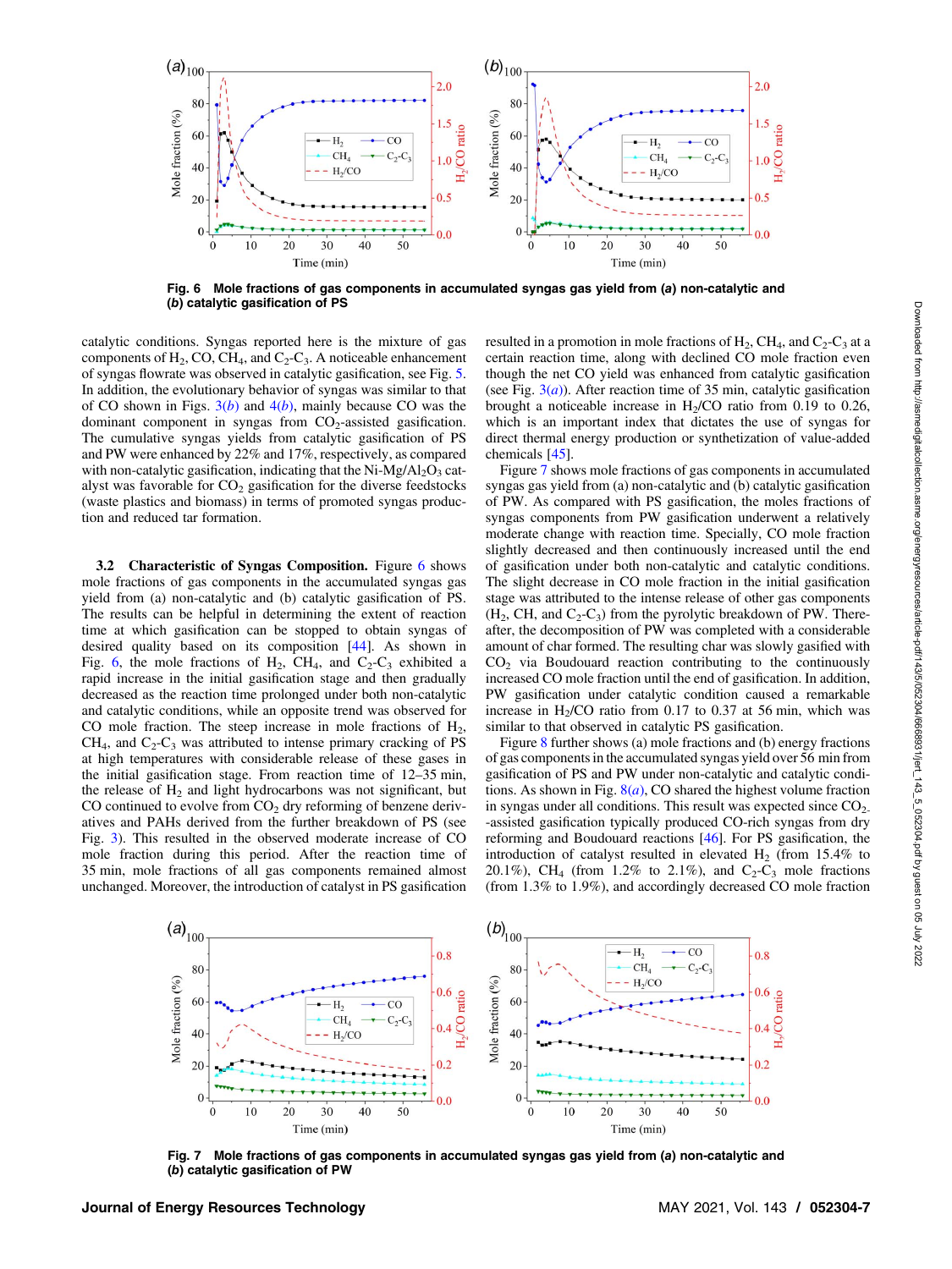Fig. 6 Mole fractions of gas components in accumulated syngas gas yield from (*a*) non-catalytic and (*b*) catalytic gasification of PS

catalytic conditions. Syngas reported here is the mixture of gas components of $H_2$, CO, $CH_4$, and $C_2$-$C_3$. A noticeable enhancement of syngas flowrate was observed in catalytic gasification, see Fig. 5. In addition, the evolutionary behavior of syngas was similar to that of CO shown in Figs. 3(*b*) and 4(*b*), mainly because CO was the dominant component in syngas from $CO_2$-assisted gasification. The cumulative syngas yields from catalytic gasification of PS and PW were enhanced by 22% and 17%, respectively, as compared with non-catalytic gasification, indicating that the Ni-Mg/$Al_2O_3$ catalyst was favorable for $CO_2$ gasification for the diverse feedstocks (waste plastics and biomass) in terms of promoted syngas production and reduced tar formation.

**3.2 Characteristic of Syngas Composition.** Figure 6 shows mole fractions of gas components in the accumulated syngas gas yield from (a) non-catalytic and (b) catalytic gasification of PS. The results can be helpful in determining the extent of reaction time at which gasification can be stopped to obtain syngas of desired quality based on its composition [44]. As shown in Fig. 6, the mole fractions of $H_2$, $CH_4$, and $C_2$-$C_3$ exhibited a rapid increase in the initial gasification stage and then gradually decreased as the reaction time prolonged under both non-catalytic and catalytic conditions, while an opposite trend was observed for CO mole fraction. The steep increase in mole fractions of $H_2$, $CH_4$, and $C_2$-$C_3$ was attributed to intense primary cracking of PS at high temperatures with considerable release of these gases in the initial gasification stage. From reaction time of 12–35 min, the release of $H_2$ and light hydrocarbons was not significant, but CO continued to evolve from $CO_2$ dry reforming of benzene derivatives and PAHs derived from the further breakdown of PS (see Fig. 3). This resulted in the observed moderate increase of CO mole fraction during this period. After the reaction time of 35 min, mole fractions of all gas components remained almost unchanged. Moreover, the introduction of catalyst in PS gasification resulted in a promotion in mole fractions of $H_2$, $CH_4$, and $C_2$-$C_3$ at a certain reaction time, along with declined CO mole fraction even though the net CO yield was enhanced from catalytic gasification (see Fig. 3(*a*)). After reaction time of 35 min, catalytic gasification brought a noticeable increase in $H_2$/CO ratio from 0.19 to 0.26, which is an important index that dictates the use of syngas for direct thermal energy production or synthetization of value-added chemicals [45].

Figure 7 shows mole fractions of gas components in accumulated syngas gas yield from (a) non-catalytic and (b) catalytic gasification of PW. As compared with PS gasification, the moles fractions of syngas components from PW gasification underwent a relatively moderate change with reaction time. Specially, CO mole fraction slightly decreased and then continuously increased until the end of gasification under both non-catalytic and catalytic conditions. The slight decrease in CO mole fraction in the initial gasification stage was attributed to the intense release of other gas components ($H_2$, CH, and $C_2$-$C_3$) from the pyrolytic breakdown of PW. Thereafter, the decomposition of PW was completed with a considerable amount of char formed. The resulting char was slowly gasified with $CO_2$ via Boudouard reaction contributing to the continuously increased CO mole fraction until the end of gasification. In addition, PW gasification under catalytic condition caused a remarkable increase in $H_2$/CO ratio from 0.17 to 0.37 at 56 min, which was similar to that observed in catalytic PS gasification.

Figure 8 further shows (a) mole fractions and (b) energy fractions of gas components in the accumulated syngas yield over 56 min from gasification of PS and PW under non-catalytic and catalytic conditions. As shown in Fig. 8(*a*), CO shared the highest volume fraction in syngas under all conditions. This result was expected since $CO_2$-assisted gasification typically produced CO-rich syngas from dry reforming and Boudouard reactions [46]. For PS gasification, the introduction of catalyst resulted in elevated $H_2$ (from 15.4% to 20.1%), $CH_4$ (from 1.2% to 2.1%), and $C_2$-$C_3$ mole fractions (from 1.3% to 1.9%), and accordingly decreased CO mole fraction

Fig. 7 Mole fractions of gas components in accumulated syngas gas yield from (*a*) non-catalytic and (*b*) catalytic gasification of PW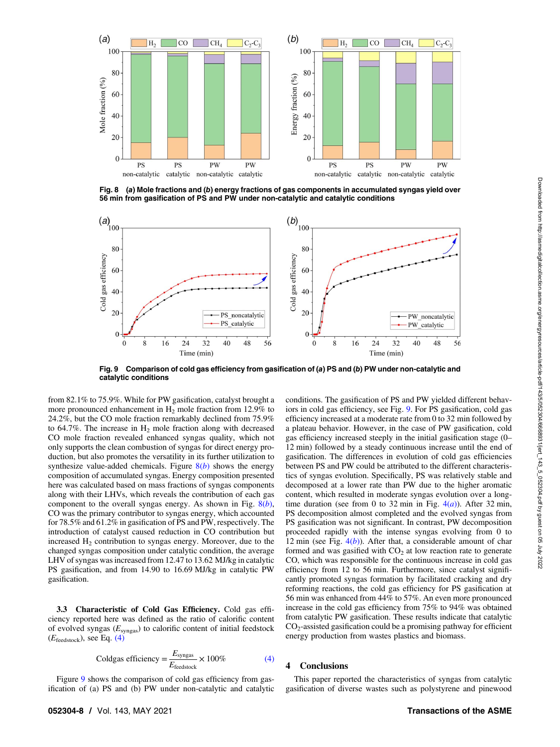Fig. 8 (*a*) Mole fractions and (*b*) energy fractions of gas components in accumulated syngas yield over 56 min from gasification of PS and PW under non-catalytic and catalytic conditions

Fig. 9 Comparison of cold gas efficiency from gasification of (*a*) PS and (*b*) PW under non-catalytic and catalytic conditions

from 82.1% to 75.9%. While for PW gasification, catalyst brought a more pronounced enhancement in $H_2$ mole fraction from 12.9% to 24.2%, but the CO mole fraction remarkably declined from 75.9% to 64.7%. The increase in $H_2$ mole fraction along with decreased CO mole fraction revealed enhanced syngas quality, which not only supports the clean combustion of syngas for direct energy production, but also promotes the versatility in its further utilization to synthesize value-added chemicals. Figure 8(*b*) shows the energy composition of accumulated syngas. Energy composition presented here was calculated based on mass fractions of syngas components along with their LHVs, which reveals the contribution of each gas component to the overall syngas energy. As shown in Fig. 8(*b*), CO was the primary contributor to syngas energy, which accounted for 78.5% and 61.2% in gasification of PS and PW, respectively. The introduction of catalyst caused reduction in CO contribution but increased $H_2$ contribution to syngas energy. Moreover, due to the changed syngas composition under catalytic condition, the average LHV of syngas was increased from 12.47 to 13.62 MJ/kg in catalytic PS gasification, and from 14.90 to 16.69 MJ/kg in catalytic PW gasification.

### 3.3 Characteristic of Cold Gas Efficiency.

Cold gas efficiency reported here was defined as the ratio of calorific content of evolved syngas ($E_{syngas}$) to calorific content of initial feedstock ($E_{feedstock}$), see Eq. (4)

$$\text{Coldgas efficiency} = \frac{E_{syngas}}{E_{feedstock}} \times 100\% \tag{4}$$

Figure 9 shows the comparison of cold gas efficiency from gasification of (a) PS and (b) PW under non-catalytic and catalytic conditions. The gasification of PS and PW yielded different behaviors in cold gas efficiency, see Fig. 9. For PS gasification, cold gas efficiency increased at a moderate rate from 0 to 32 min followed by a plateau behavior. However, in the case of PW gasification, cold gas efficiency increased steeply in the initial gasification stage (0–12 min) followed by a steady continuous increase until the end of gasification. The differences in evolution of cold gas efficiencies between PS and PW could be attributed to the different characteristics of syngas evolution. Specifically, PS was relatively stable and decomposed at a lower rate than PW due to the higher aromatic content, which resulted in moderate syngas evolution over a long-time duration (see from 0 to 32 min in Fig. 4(*a*)). After 32 min, PS decomposition almost completed and the evolved syngas from PS gasification was not significant. In contrast, PW decomposition proceeded rapidly with the intense syngas evolving from 0 to 12 min (see Fig. 4(*b*)). After that, a considerable amount of char formed and was gasified with $CO_2$ at low reaction rate to generate CO, which was responsible for the continuous increase in cold gas efficiency from 12 to 56 min. Furthermore, since catalyst significantly promoted syngas formation by facilitated cracking and dry reforming reactions, the cold gas efficiency for PS gasification at 56 min was enhanced from 44% to 57%. An even more pronounced increase in the cold gas efficiency from 75% to 94% was obtained from catalytic PW gasification. These results indicate that catalytic $CO_2$-assisted gasification could be a promising pathway for efficient energy production from wastes plastics and biomass.

## 4 Conclusions

This paper reported the characteristics of syngas from catalytic gasification of diverse wastes such as polystyrene and pinewood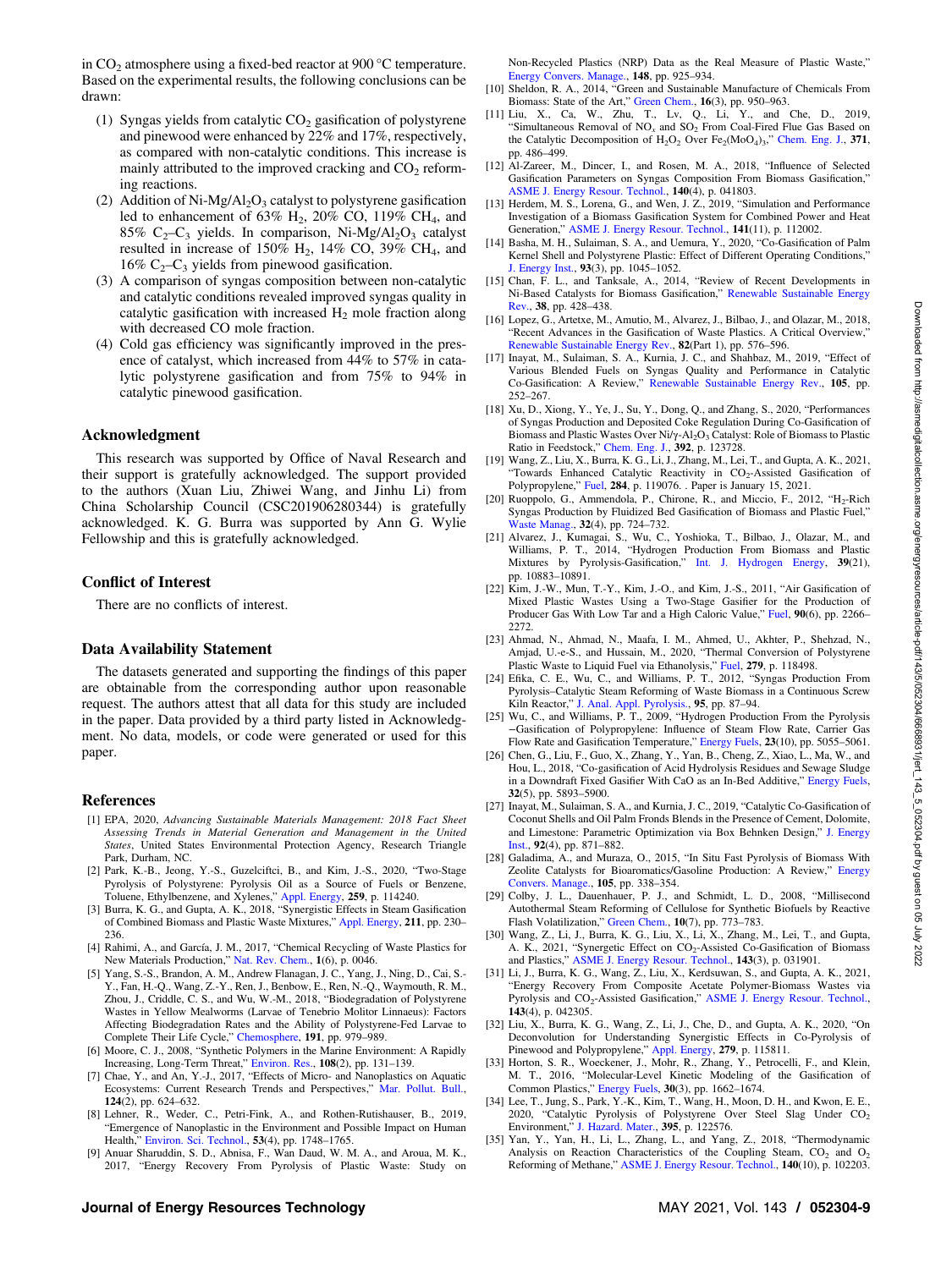in $CO_2$ atmosphere using a fixed-bed reactor at 900 °C temperature. Based on the experimental results, the following conclusions can be drawn:

(1) Syngas yields from catalytic $CO_2$ gasification of polystyrene and pinewood were enhanced by 22% and 17%, respectively, as compared with non-catalytic conditions. This increase is mainly attributed to the improved cracking and $CO_2$ reforming reactions.

(2) Addition of Ni-Mg/$Al_2O_3$ catalyst to polystyrene gasification led to enhancement of 63% $H_2$, 20% CO, 119% $CH_4$, and 85% $C_2$–$C_3$ yields. In comparison, Ni-Mg/$Al_2O_3$ catalyst resulted in increase of 150% $H_2$, 14% CO, 39% $CH_4$, and 16% $C_2$–$C_3$ yields from pinewood gasification.

(3) A comparison of syngas composition between non-catalytic and catalytic conditions revealed improved syngas quality in catalytic gasification with increased $H_2$ mole fraction along with decreased CO mole fraction.

(4) Cold gas efficiency was significantly improved in the presence of catalyst, which increased from 44% to 57% in catalytic polystyrene gasification and from 75% to 94% in catalytic pinewood gasification.

## Acknowledgment

This research was supported by Office of Naval Research and their support is gratefully acknowledged. The support provided to the authors (Xuan Liu, Zhiwei Wang, and Jinhu Li) from China Scholarship Council (CSC201906280344) is gratefully acknowledged. K. G. Burra was supported by Ann G. Wylie Fellowship and this is gratefully acknowledged.

## Conflict of Interest

There are no conflicts of interest.

## Data Availability Statement

The datasets generated and supporting the findings of this paper are obtainable from the corresponding author upon reasonable request. The authors attest that all data for this study are included in the paper. Data provided by a third party listed in Acknowledgment. No data, models, or code were generated or used for this paper.

## References

[1] EPA, 2020, *Advancing Sustainable Materials Management: 2018 Fact Sheet Assessing Trends in Material Generation and Management in the United States*, United States Environmental Protection Agency, Research Triangle Park, Durham, NC.

[2] Park, K.-B., Jeong, Y.-S., Guzelciftci, B., and Kim, J.-S., 2020, "Two-Stage Pyrolysis of Polystyrene: Pyrolysis Oil as a Source of Fuels or Benzene, Toluene, Ethylbenzene, and Xylenes," Appl. Energy, **259**, p. 114240.

[3] Burra, K. G., and Gupta, A. K., 2018, "Synergistic Effects in Steam Gasification of Combined Biomass and Plastic Waste Mixtures," Appl. Energy, **211**, pp. 230–236.

[4] Rahimi, A., and García, J. M., 2017, "Chemical Recycling of Waste Plastics for New Materials Production," Nat. Rev. Chem., **1**(6), p. 0046.

[5] Yang, S.-S., Brandon, A. M., Andrew Flanagan, J. C., Yang, J., Ning, D., Cai, S.-Y., Fan, H.-Q., Wang, Z.-Y., Ren, J., Benbow, E., Ren, N.-Q., Waymouth, R. M., Zhou, J., Criddle, C. S., and Wu, W.-M., 2018, "Biodegradation of Polystyrene Wastes in Yellow Mealworms (Larvae of Tenebrio Molitor Linnaeus): Factors Affecting Biodegradation Rates and the Ability of Polystyrene-Fed Larvae to Complete Their Life Cycle," Chemosphere, **191**, pp. 979–989.

[6] Moore, C. J., 2008, "Synthetic Polymers in the Marine Environment: A Rapidly Increasing, Long-Term Threat," Environ. Res., **108**(2), pp. 131–139.

[7] Chae, Y., and An, Y.-J., 2017, "Effects of Micro- and Nanoplastics on Aquatic Ecosystems: Current Research Trends and Perspectives," Mar. Pollut. Bull., **124**(2), pp. 624–632.

[8] Lehner, R., Weder, C., Petri-Fink, A., and Rothen-Rutishauser, B., 2019, "Emergence of Nanoplastic in the Environment and Possible Impact on Human Health," Environ. Sci. Technol., **53**(4), pp. 1748–1765.

[9] Anuar Sharuddin, S. D., Abnisa, F., Wan Daud, W. M. A., and Aroua, M. K., 2017, "Energy Recovery From Pyrolysis of Plastic Waste: Study on Non-Recycled Plastics (NRP) Data as the Real Measure of Plastic Waste," Energy Convers. Manage., **148**, pp. 925–934.

[10] Sheldon, R. A., 2014, "Green and Sustainable Manufacture of Chemicals From Biomass: State of the Art," Green Chem., **16**(3), pp. 950–963.

[11] Liu, X., Ca, W., Zhu, T., Lv, Q., Li, Y., and Che, D., 2019, "Simultaneous Removal of $NO_x$ and $SO_2$ From Coal-Fired Flue Gas Based on the Catalytic Decomposition of $H_2O_2$ Over $Fe_2(MoO_4)_3$," Chem. Eng. J., **371**, pp. 486–499.

[12] Al-Zareer, M., Dincer, I., and Rosen, M. A., 2018, "Influence of Selected Gasification Parameters on Syngas Composition From Biomass Gasification," ASME J. Energy Resour. Technol., **140**(4), p. 041803.

[13] Herdem, M. S., Lorena, G., and Wen, J. Z., 2019, "Simulation and Performance Investigation of a Biomass Gasification System for Combined Power and Heat Generation," ASME J. Energy Resour. Technol., **141**(11), p. 112002.

[14] Basha, M. H., Sulaiman, S. A., and Uemura, Y., 2020, "Co-Gasification of Palm Kernel Shell and Polystyrene Plastic: Effect of Different Operating Conditions," J. Energy Inst., **93**(3), pp. 1045–1052.

[15] Chan, F. L., and Tanksale, A., 2014, "Review of Recent Developments in Ni-Based Catalysts for Biomass Gasification," Renewable Sustainable Energy Rev., **38**, pp. 428–438.

[16] Lopez, G., Artetxe, M., Amutio, M., Alvarez, J., Bilbao, J., and Olazar, M., 2018, "Recent Advances in the Gasification of Waste Plastics. A Critical Overview," Renewable Sustainable Energy Rev., **82**(Part 1), pp. 576–596.

[17] Inayat, M., Sulaiman, S. A., Kurnia, J. C., and Shahbaz, M., 2019, "Effect of Various Blended Fuels on Syngas Quality and Performance in Catalytic Co-Gasification: A Review," Renewable Sustainable Energy Rev., **105**, pp. 252–267.

[18] Xu, D., Xiong, Y., Ye, J., Su, Y., Dong, Q., and Zhang, S., 2020, "Performances of Syngas Production and Deposited Coke Regulation During Co-Gasification of Biomass and Plastic Wastes Over Ni/γ-$Al_2O_3$ Catalyst: Role of Biomass to Plastic Ratio in Feedstock," Chem. Eng. J., **392**, p. 123728.

[19] Wang, Z., Liu, X., Burra, K. G., Li, J., Zhang, M., Lei, T., and Gupta, A. K., 2021, "Towards Enhanced Catalytic Reactivity in $CO_2$-Assisted Gasification of Polypropylene," Fuel, **284**, p. 119076. . Paper is January 15, 2021.

[20] Ruoppolo, G., Ammendola, P., Chirone, R., and Miccio, F., 2012, "$H_2$-Rich Syngas Production by Fluidized Bed Gasification of Biomass and Plastic Fuel," Waste Manag., **32**(4), pp. 724–732.

[21] Alvarez, J., Kumagai, S., Wu, C., Yoshioka, T., Bilbao, J., Olazar, M., and Williams, P. T., 2014, "Hydrogen Production From Biomass and Plastic Mixtures by Pyrolysis-Gasification," Int. J. Hydrogen Energy, **39**(21), pp. 10883–10891.

[22] Kim, J.-W., Mun, T.-Y., Kim, J.-O., and Kim, J.-S., 2011, "Air Gasification of Mixed Plastic Wastes Using a Two-Stage Gasifier for the Production of Producer Gas With Low Tar and a High Caloric Value," Fuel, **90**(6), pp. 2266–2272.

[23] Ahmad, N., Ahmad, N., Maafa, I. M., Ahmed, U., Akhter, P., Shehzad, N., Amjad, U.-e-S., and Hussain, M., 2020, "Thermal Conversion of Polystyrene Plastic Waste to Liquid Fuel via Ethanolysis," Fuel, **279**, p. 118498.

[24] Efika, C. E., Wu, C., and Williams, P. T., 2012, "Syngas Production From Pyrolysis–Catalytic Steam Reforming of Waste Biomass in a Continuous Screw Kiln Reactor," J. Anal. Appl. Pyrolysis., **95**, pp. 87–94.

[25] Wu, C., and Williams, P. T., 2009, "Hydrogen Production From the Pyrolysis−Gasification of Polypropylene: Influence of Steam Flow Rate, Carrier Gas Flow Rate and Gasification Temperature," Energy Fuels, **23**(10), pp. 5055–5061.

[26] Chen, G., Liu, F., Guo, X., Zhang, Y., Yan, B., Cheng, Z., Xiao, L., Ma, W., and Hou, L., 2018, "Co-gasification of Acid Hydrolysis Residues and Sewage Sludge in a Downdraft Fixed Gasifier With CaO as an In-Bed Additive," Energy Fuels, **32**(5), pp. 5893–5900.

[27] Inayat, M., Sulaiman, S. A., and Kurnia, J. C., 2019, "Catalytic Co-Gasification of Coconut Shells and Oil Palm Fronds Blends in the Presence of Cement, Dolomite, and Limestone: Parametric Optimization via Box Behnken Design," J. Energy Inst., **92**(4), pp. 871–882.

[28] Galadima, A., and Muraza, O., 2015, "In Situ Fast Pyrolysis of Biomass With Zeolite Catalysts for Bioaromatics/Gasoline Production: A Review," Energy Convers. Manage., **105**, pp. 338–354.

[29] Colby, J. L., Dauenhauer, P. J., and Schmidt, L. D., 2008, "Millisecond Autothermal Steam Reforming of Cellulose for Synthetic Biofuels by Reactive Flash Volatilization," Green Chem., **10**(7), pp. 773–783.

[30] Wang, Z., Li, J., Burra, K. G., Liu, X., Li, X., Zhang, M., Lei, T., and Gupta, A. K., 2021, "Synergetic Effect on $CO_2$-Assisted Co-Gasification of Biomass and Plastics," ASME J. Energy Resour. Technol., **143**(3), p. 031901.

[31] Li, J., Burra, K. G., Wang, Z., Liu, X., Kerdsuwan, S., and Gupta, A. K., 2021, "Energy Recovery From Composite Acetate Polymer-Biomass Wastes via Pyrolysis and $CO_2$-Assisted Gasification," ASME J. Energy Resour. Technol., **143**(4), p. 042305.

[32] Liu, X., Burra, K. G., Wang, Z., Li, J., Che, D., and Gupta, A. K., 2020, "On Deconvolution for Understanding Synergistic Effects in Co-Pyrolysis of Pinewood and Polypropylene," Appl. Energy, **279**, p. 115811.

[33] Horton, S. R., Woeckener, J., Mohr, R., Zhang, Y., Petrocelli, F., and Klein, M. T., 2016, "Molecular-Level Kinetic Modeling of the Gasification of Common Plastics," Energy Fuels, **30**(3), pp. 1662–1674.

[34] Lee, T., Jung, S., Park, Y.-K., Kim, T., Wang, H., Moon, D. H., and Kwon, E. E., 2020, "Catalytic Pyrolysis of Polystyrene Over Steel Slag Under $CO_2$ Environment," J. Hazard. Mater., **395**, p. 122576.

[35] Yan, Y., Yan, H., Li, L., Zhang, L., and Yang, Z., 2018, "Thermodynamic Analysis on Reaction Characteristics of the Coupling Steam, $CO_2$ and $O_2$ Reforming of Methane," ASME J. Energy Resour. Technol., **140**(10), p. 102203.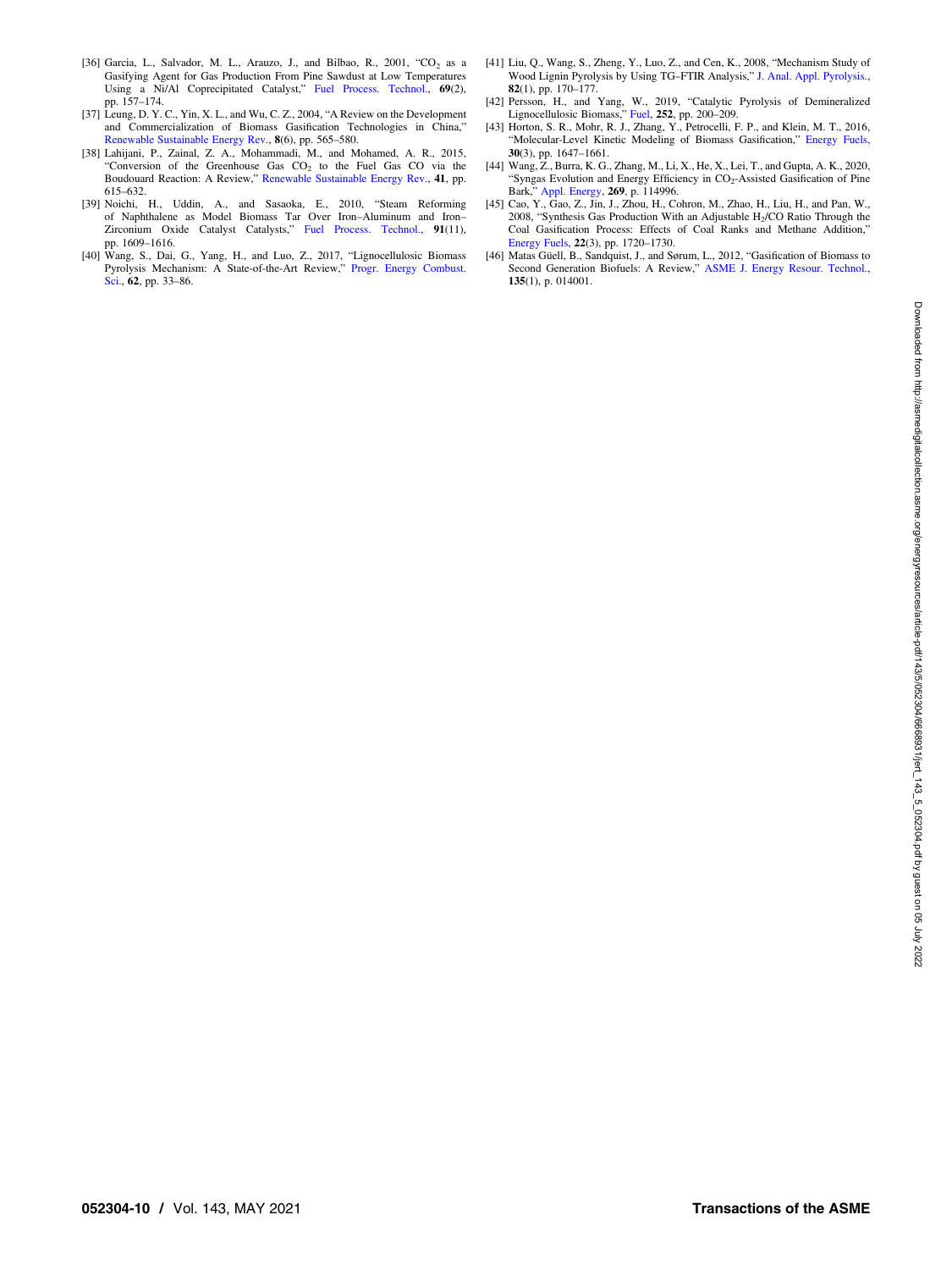[36] Garcia, L., Salvador, M. L., Arauzo, J., and Bilbao, R., 2001, "$CO_2$ as a Gasifying Agent for Gas Production From Pine Sawdust at Low Temperatures Using a Ni/Al Coprecipitated Catalyst," Fuel Process. Technol., **69**(2), pp. 157–174.

[37] Leung, D. Y. C., Yin, X. L., and Wu, C. Z., 2004, "A Review on the Development and Commercialization of Biomass Gasification Technologies in China," Renewable Sustainable Energy Rev., **8**(6), pp. 565–580.

[38] Lahijani, P., Zainal, Z. A., Mohammadi, M., and Mohamed, A. R., 2015, "Conversion of the Greenhouse Gas $CO_2$ to the Fuel Gas CO via the Boudouard Reaction: A Review," Renewable Sustainable Energy Rev., **41**, pp. 615–632.

[39] Noichi, H., Uddin, A., and Sasaoka, E., 2010, "Steam Reforming of Naphthalene as Model Biomass Tar Over Iron–Aluminum and Iron–Zirconium Oxide Catalyst Catalysts," Fuel Process. Technol., **91**(11), pp. 1609–1616.

[40] Wang, S., Dai, G., Yang, H., and Luo, Z., 2017, "Lignocellulosic Biomass Pyrolysis Mechanism: A State-of-the-Art Review," Progr. Energy Combust. Sci., **62**, pp. 33–86.

[41] Liu, Q., Wang, S., Zheng, Y., Luo, Z., and Cen, K., 2008, "Mechanism Study of Wood Lignin Pyrolysis by Using TG–FTIR Analysis," J. Anal. Appl. Pyrolysis., **82**(1), pp. 170–177.

[42] Persson, H., and Yang, W., 2019, "Catalytic Pyrolysis of Demineralized Lignocellulosic Biomass," Fuel, **252**, pp. 200–209.

[43] Horton, S. R., Mohr, R. J., Zhang, Y., Petrocelli, F. P., and Klein, M. T., 2016, "Molecular-Level Kinetic Modeling of Biomass Gasification," Energy Fuels, **30**(3), pp. 1647–1661.

[44] Wang, Z., Burra, K. G., Zhang, M., Li, X., He, X., Lei, T., and Gupta, A. K., 2020, "Syngas Evolution and Energy Efficiency in $CO_2$-Assisted Gasification of Pine Bark," Appl. Energy, **269**, p. 114996.

[45] Cao, Y., Gao, Z., Jin, J., Zhou, H., Cohron, M., Zhao, H., Liu, H., and Pan, W., 2008, "Synthesis Gas Production With an Adjustable $H_2$/CO Ratio Through the Coal Gasification Process: Effects of Coal Ranks and Methane Addition," Energy Fuels, **22**(3), pp. 1720–1730.

[46] Matas Güell, B., Sandquist, J., and Sørum, L., 2012, "Gasification of Biomass to Second Generation Biofuels: A Review," ASME J. Energy Resour. Technol., **135**(1), p. 014001.